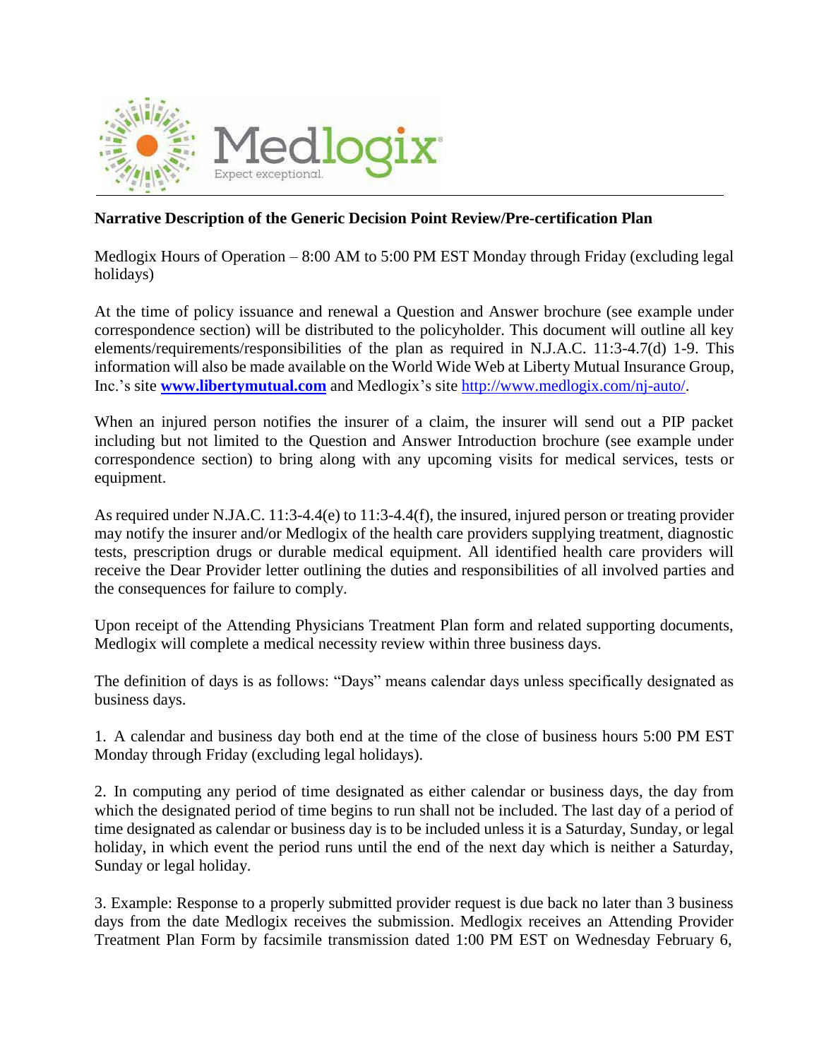**Narrative Description of the Generic Decision Point Review/Pre-certification Plan**

Medlogix Hours of Operation – 8:00 AM to 5:00 PM EST Monday through Friday (excluding legal holidays)

At the time of policy issuance and renewal a Question and Answer brochure (see example under correspondence section) will be distributed to the policyholder. This document will outline all key elements/requirements/responsibilities of the plan as required in N.J.A.C. 11:3-4.7(d) 1-9. This information will also be made available on the World Wide Web at Liberty Mutual Insurance Group, Inc.'s site **www.libertymutual.com** and Medlogix's site http://www.medlogix.com/nj-auto/.

When an injured person notifies the insurer of a claim, the insurer will send out a PIP packet including but not limited to the Question and Answer Introduction brochure (see example under correspondence section) to bring along with any upcoming visits for medical services, tests or equipment.

As required under N.JA.C. 11:3-4.4(e) to 11:3-4.4(f), the insured, injured person or treating provider may notify the insurer and/or Medlogix of the health care providers supplying treatment, diagnostic tests, prescription drugs or durable medical equipment. All identified health care providers will receive the Dear Provider letter outlining the duties and responsibilities of all involved parties and the consequences for failure to comply.

Upon receipt of the Attending Physicians Treatment Plan form and related supporting documents, Medlogix will complete a medical necessity review within three business days.

The definition of days is as follows: "Days" means calendar days unless specifically designated as business days.

1. A calendar and business day both end at the time of the close of business hours 5:00 PM EST Monday through Friday (excluding legal holidays).

2. In computing any period of time designated as either calendar or business days, the day from which the designated period of time begins to run shall not be included. The last day of a period of time designated as calendar or business day is to be included unless it is a Saturday, Sunday, or legal holiday, in which event the period runs until the end of the next day which is neither a Saturday, Sunday or legal holiday.

3. Example: Response to a properly submitted provider request is due back no later than 3 business days from the date Medlogix receives the submission. Medlogix receives an Attending Provider Treatment Plan Form by facsimile transmission dated 1:00 PM EST on Wednesday February 6,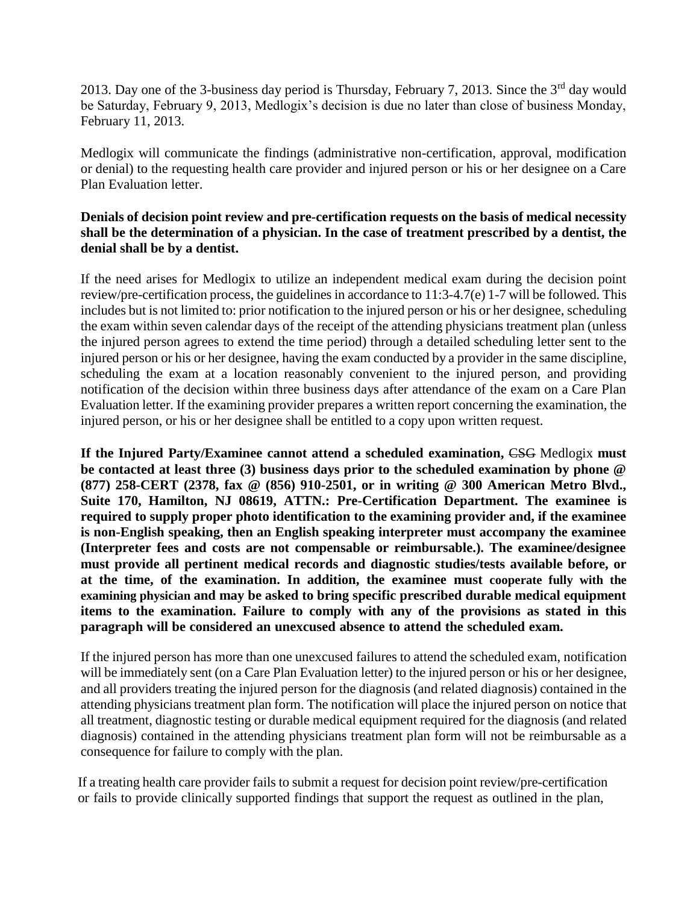2013. Day one of the 3-business day period is Thursday, February 7, 2013. Since the 3rd day would be Saturday, February 9, 2013, Medlogix's decision is due no later than close of business Monday, February 11, 2013.

Medlogix will communicate the findings (administrative non-certification, approval, modification or denial) to the requesting health care provider and injured person or his or her designee on a Care Plan Evaluation letter.

**Denials of decision point review and pre-certification requests on the basis of medical necessity shall be the determination of a physician. In the case of treatment prescribed by a dentist, the denial shall be by a dentist.**

If the need arises for Medlogix to utilize an independent medical exam during the decision point review/pre-certification process, the guidelines in accordance to 11:3-4.7(e) 1-7 will be followed. This includes but is not limited to: prior notification to the injured person or his or her designee, scheduling the exam within seven calendar days of the receipt of the attending physicians treatment plan (unless the injured person agrees to extend the time period) through a detailed scheduling letter sent to the injured person or his or her designee, having the exam conducted by a provider in the same discipline, scheduling the exam at a location reasonably convenient to the injured person, and providing notification of the decision within three business days after attendance of the exam on a Care Plan Evaluation letter. If the examining provider prepares a written report concerning the examination, the injured person, or his or her designee shall be entitled to a copy upon written request.

**If the Injured Party/Examinee cannot attend a scheduled examination,** ~~CSG~~ Medlogix **must be contacted at least three (3) business days prior to the scheduled examination by phone @ (877) 258-CERT (2378, fax @ (856) 910-2501, or in writing @ 300 American Metro Blvd., Suite 170, Hamilton, NJ 08619, ATTN.: Pre-Certification Department. The examinee is required to supply proper photo identification to the examining provider and, if the examinee is non-English speaking, then an English speaking interpreter must accompany the examinee (Interpreter fees and costs are not compensable or reimbursable.). The examinee/designee must provide all pertinent medical records and diagnostic studies/tests available before, or at the time, of the examination. In addition, the examinee must cooperate fully with the examining physician and may be asked to bring specific prescribed durable medical equipment items to the examination. Failure to comply with any of the provisions as stated in this paragraph will be considered an unexcused absence to attend the scheduled exam.**

If the injured person has more than one unexcused failures to attend the scheduled exam, notification will be immediately sent (on a Care Plan Evaluation letter) to the injured person or his or her designee, and all providers treating the injured person for the diagnosis (and related diagnosis) contained in the attending physicians treatment plan form. The notification will place the injured person on notice that all treatment, diagnostic testing or durable medical equipment required for the diagnosis (and related diagnosis) contained in the attending physicians treatment plan form will not be reimbursable as a consequence for failure to comply with the plan.

If a treating health care provider fails to submit a request for decision point review/pre-certification or fails to provide clinically supported findings that support the request as outlined in the plan,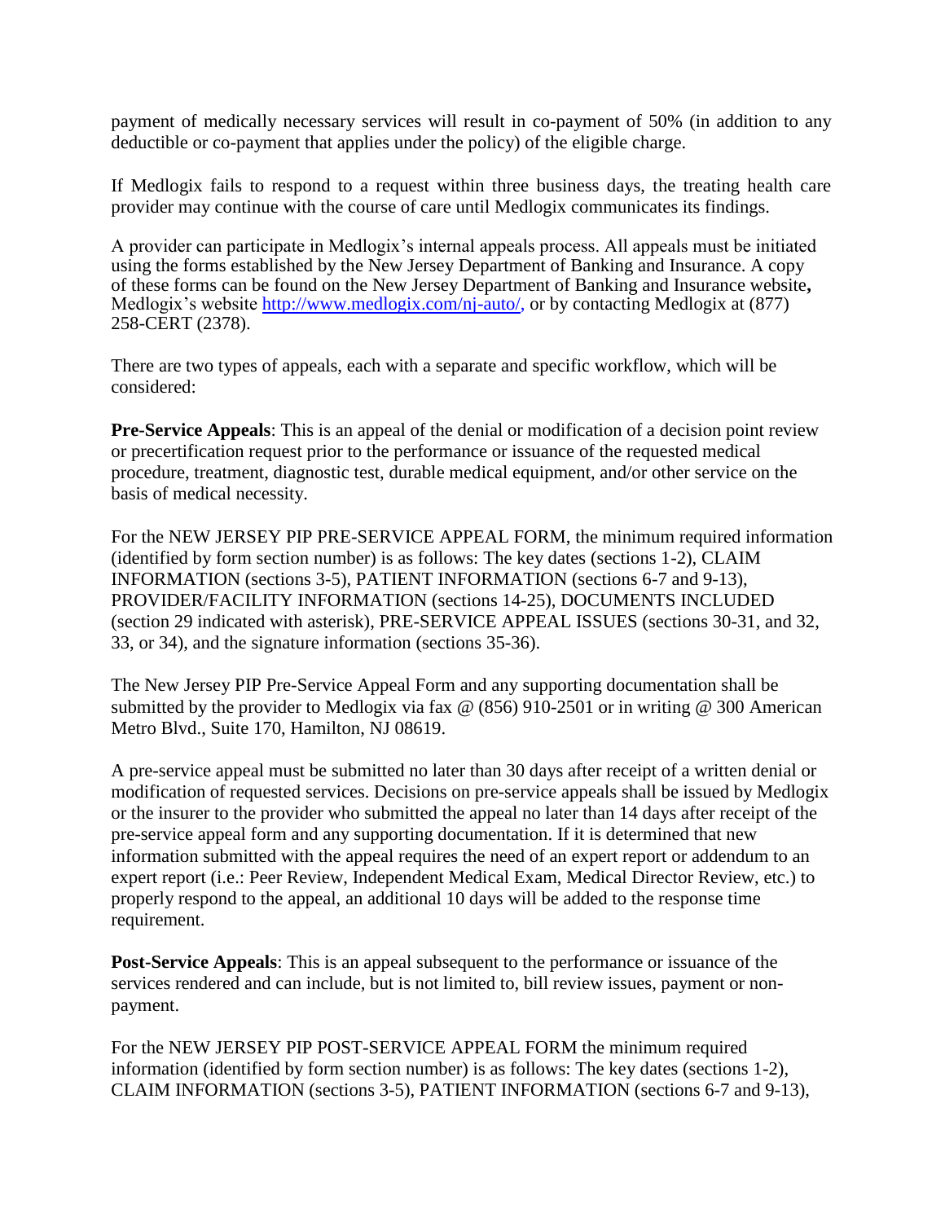payment of medically necessary services will result in co-payment of 50% (in addition to any deductible or co-payment that applies under the policy) of the eligible charge.

If Medlogix fails to respond to a request within three business days, the treating health care provider may continue with the course of care until Medlogix communicates its findings.

A provider can participate in Medlogix's internal appeals process. All appeals must be initiated using the forms established by the New Jersey Department of Banking and Insurance. A copy of these forms can be found on the New Jersey Department of Banking and Insurance website**,** Medlogix's website http://www.medlogix.com/nj-auto/, or by contacting Medlogix at (877) 258-CERT (2378).

There are two types of appeals, each with a separate and specific workflow, which will be considered:

**Pre-Service Appeals**: This is an appeal of the denial or modification of a decision point review or precertification request prior to the performance or issuance of the requested medical procedure, treatment, diagnostic test, durable medical equipment, and/or other service on the basis of medical necessity.

For the NEW JERSEY PIP PRE-SERVICE APPEAL FORM, the minimum required information (identified by form section number) is as follows: The key dates (sections 1-2), CLAIM INFORMATION (sections 3-5), PATIENT INFORMATION (sections 6-7 and 9-13), PROVIDER/FACILITY INFORMATION (sections 14-25), DOCUMENTS INCLUDED (section 29 indicated with asterisk), PRE-SERVICE APPEAL ISSUES (sections 30-31, and 32, 33, or 34), and the signature information (sections 35-36).

The New Jersey PIP Pre-Service Appeal Form and any supporting documentation shall be submitted by the provider to Medlogix via fax @ (856) 910-2501 or in writing @ 300 American Metro Blvd., Suite 170, Hamilton, NJ 08619.

A pre-service appeal must be submitted no later than 30 days after receipt of a written denial or modification of requested services. Decisions on pre-service appeals shall be issued by Medlogix or the insurer to the provider who submitted the appeal no later than 14 days after receipt of the pre-service appeal form and any supporting documentation. If it is determined that new information submitted with the appeal requires the need of an expert report or addendum to an expert report (i.e.: Peer Review, Independent Medical Exam, Medical Director Review, etc.) to properly respond to the appeal, an additional 10 days will be added to the response time requirement.

**Post-Service Appeals**: This is an appeal subsequent to the performance or issuance of the services rendered and can include, but is not limited to, bill review issues, payment or non-payment.

For the NEW JERSEY PIP POST-SERVICE APPEAL FORM the minimum required information (identified by form section number) is as follows: The key dates (sections 1-2), CLAIM INFORMATION (sections 3-5), PATIENT INFORMATION (sections 6-7 and 9-13),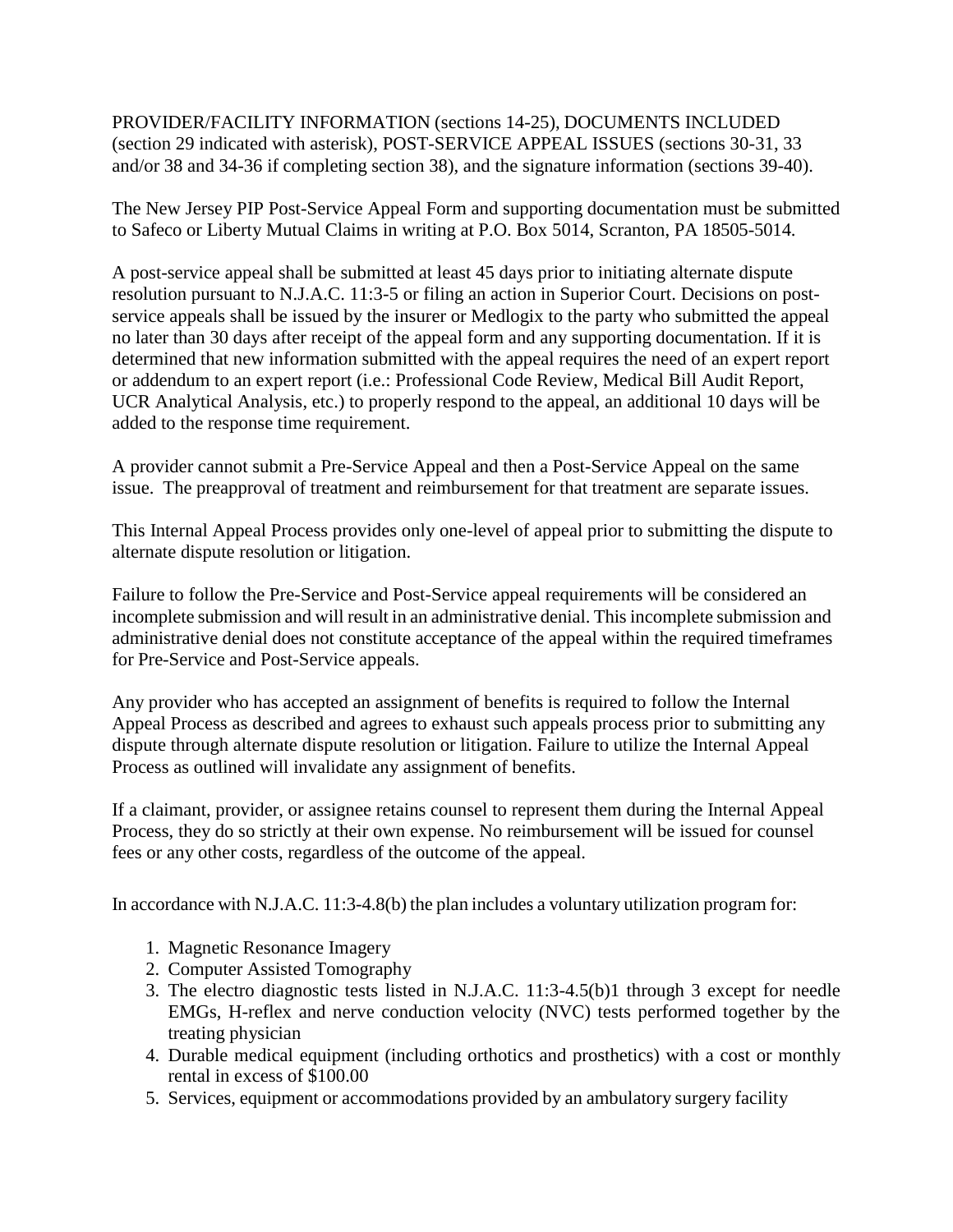PROVIDER/FACILITY INFORMATION (sections 14-25), DOCUMENTS INCLUDED (section 29 indicated with asterisk), POST-SERVICE APPEAL ISSUES (sections 30-31, 33 and/or 38 and 34-36 if completing section 38), and the signature information (sections 39-40).

The New Jersey PIP Post-Service Appeal Form and supporting documentation must be submitted to Safeco or Liberty Mutual Claims in writing at P.O. Box 5014, Scranton, PA 18505-5014.

A post-service appeal shall be submitted at least 45 days prior to initiating alternate dispute resolution pursuant to N.J.A.C. 11:3-5 or filing an action in Superior Court. Decisions on post-service appeals shall be issued by the insurer or Medlogix to the party who submitted the appeal no later than 30 days after receipt of the appeal form and any supporting documentation. If it is determined that new information submitted with the appeal requires the need of an expert report or addendum to an expert report (i.e.: Professional Code Review, Medical Bill Audit Report, UCR Analytical Analysis, etc.) to properly respond to the appeal, an additional 10 days will be added to the response time requirement.

A provider cannot submit a Pre-Service Appeal and then a Post-Service Appeal on the same issue. The preapproval of treatment and reimbursement for that treatment are separate issues.

This Internal Appeal Process provides only one-level of appeal prior to submitting the dispute to alternate dispute resolution or litigation.

Failure to follow the Pre-Service and Post-Service appeal requirements will be considered an incomplete submission and will result in an administrative denial. This incomplete submission and administrative denial does not constitute acceptance of the appeal within the required timeframes for Pre-Service and Post-Service appeals.

Any provider who has accepted an assignment of benefits is required to follow the Internal Appeal Process as described and agrees to exhaust such appeals process prior to submitting any dispute through alternate dispute resolution or litigation. Failure to utilize the Internal Appeal Process as outlined will invalidate any assignment of benefits.

If a claimant, provider, or assignee retains counsel to represent them during the Internal Appeal Process, they do so strictly at their own expense. No reimbursement will be issued for counsel fees or any other costs, regardless of the outcome of the appeal.

In accordance with N.J.A.C. 11:3-4.8(b) the plan includes a voluntary utilization program for:

1. Magnetic Resonance Imagery
2. Computer Assisted Tomography
3. The electro diagnostic tests listed in N.J.A.C. 11:3-4.5(b)1 through 3 except for needle EMGs, H-reflex and nerve conduction velocity (NVC) tests performed together by the treating physician
4. Durable medical equipment (including orthotics and prosthetics) with a cost or monthly rental in excess of $100.00
5. Services, equipment or accommodations provided by an ambulatory surgery facility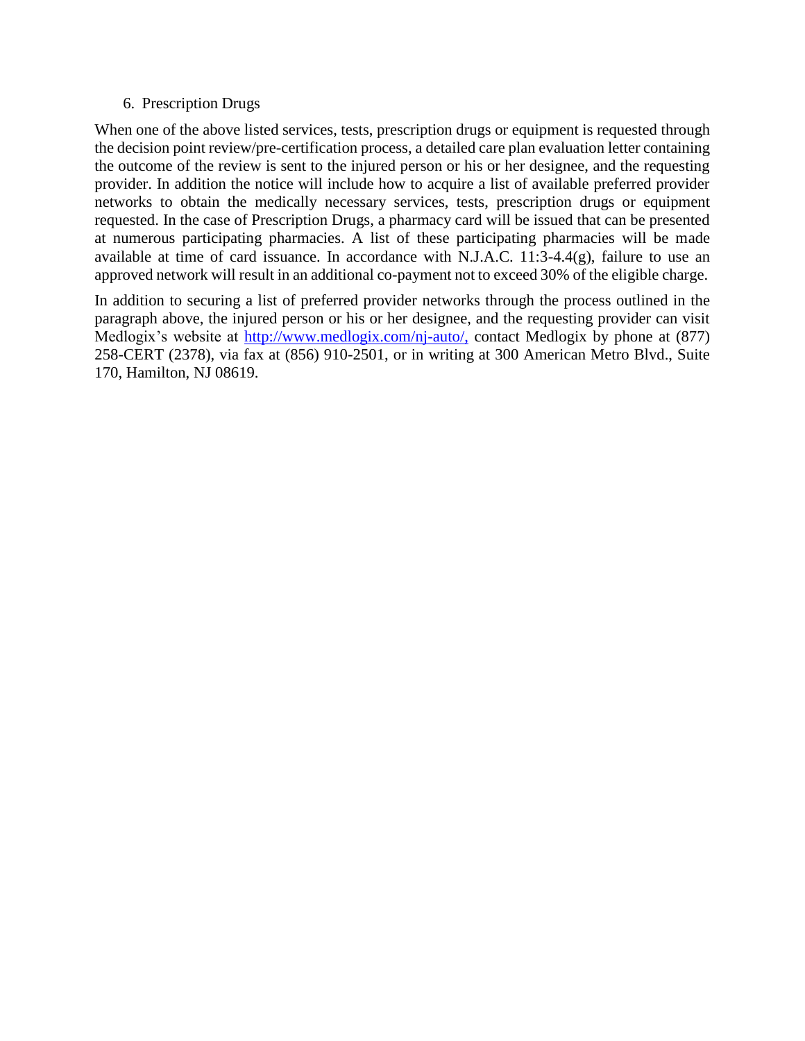6. Prescription Drugs

When one of the above listed services, tests, prescription drugs or equipment is requested through the decision point review/pre-certification process, a detailed care plan evaluation letter containing the outcome of the review is sent to the injured person or his or her designee, and the requesting provider. In addition the notice will include how to acquire a list of available preferred provider networks to obtain the medically necessary services, tests, prescription drugs or equipment requested. In the case of Prescription Drugs, a pharmacy card will be issued that can be presented at numerous participating pharmacies. A list of these participating pharmacies will be made available at time of card issuance. In accordance with N.J.A.C. 11:3-4.4(g), failure to use an approved network will result in an additional co-payment not to exceed 30% of the eligible charge.

In addition to securing a list of preferred provider networks through the process outlined in the paragraph above, the injured person or his or her designee, and the requesting provider can visit Medlogix's website at http://www.medlogix.com/nj-auto/, contact Medlogix by phone at (877) 258-CERT (2378), via fax at (856) 910-2501, or in writing at 300 American Metro Blvd., Suite 170, Hamilton, NJ 08619.